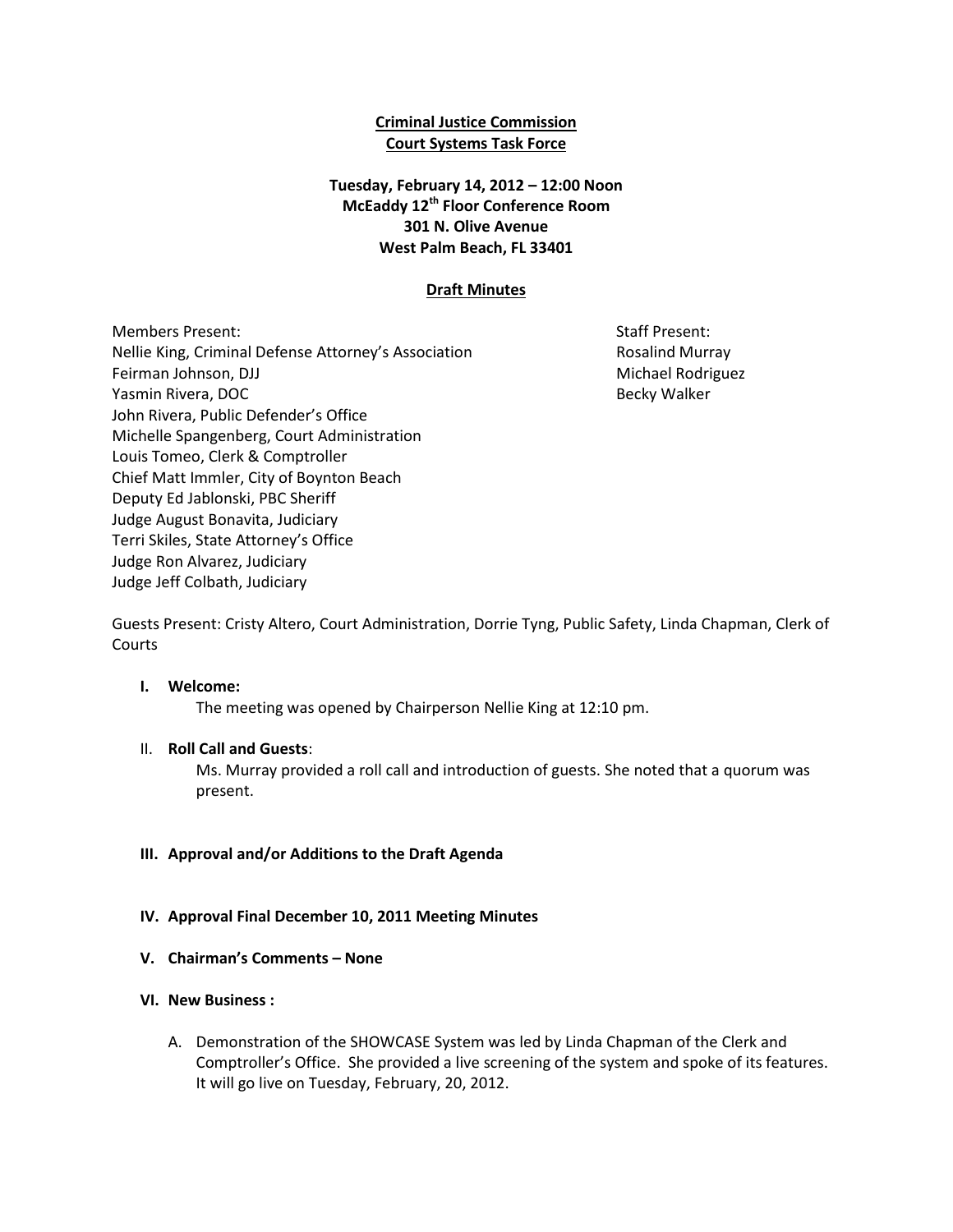**Criminal Justice Commission**
**Court Systems Task Force**

**Tuesday, February 14, 2012 – 12:00 Noon**
**McEaddy 12th Floor Conference Room**
**301 N. Olive Avenue**
**West Palm Beach, FL 33401**

**Draft Minutes**

Members Present:
Nellie King, Criminal Defense Attorney's Association
Feirman Johnson, DJJ
Yasmin Rivera, DOC
John Rivera, Public Defender's Office
Michelle Spangenberg, Court Administration
Louis Tomeo, Clerk & Comptroller
Chief Matt Immler, City of Boynton Beach
Deputy Ed Jablonski, PBC Sheriff
Judge August Bonavita, Judiciary
Terri Skiles, State Attorney's Office
Judge Ron Alvarez, Judiciary
Judge Jeff Colbath, Judiciary

Staff Present:
Rosalind Murray
Michael Rodriguez
Becky Walker

Guests Present: Cristy Altero, Court Administration, Dorrie Tyng, Public Safety, Linda Chapman, Clerk of Courts

**I. Welcome:**

The meeting was opened by Chairperson Nellie King at 12:10 pm.

II. **Roll Call and Guests**:

Ms. Murray provided a roll call and introduction of guests. She noted that a quorum was present.

**III. Approval and/or Additions to the Draft Agenda**

**IV. Approval Final December 10, 2011 Meeting Minutes**

**V. Chairman's Comments – None**

**VI. New Business :**

A. Demonstration of the SHOWCASE System was led by Linda Chapman of the Clerk and Comptroller's Office. She provided a live screening of the system and spoke of its features. It will go live on Tuesday, February, 20, 2012.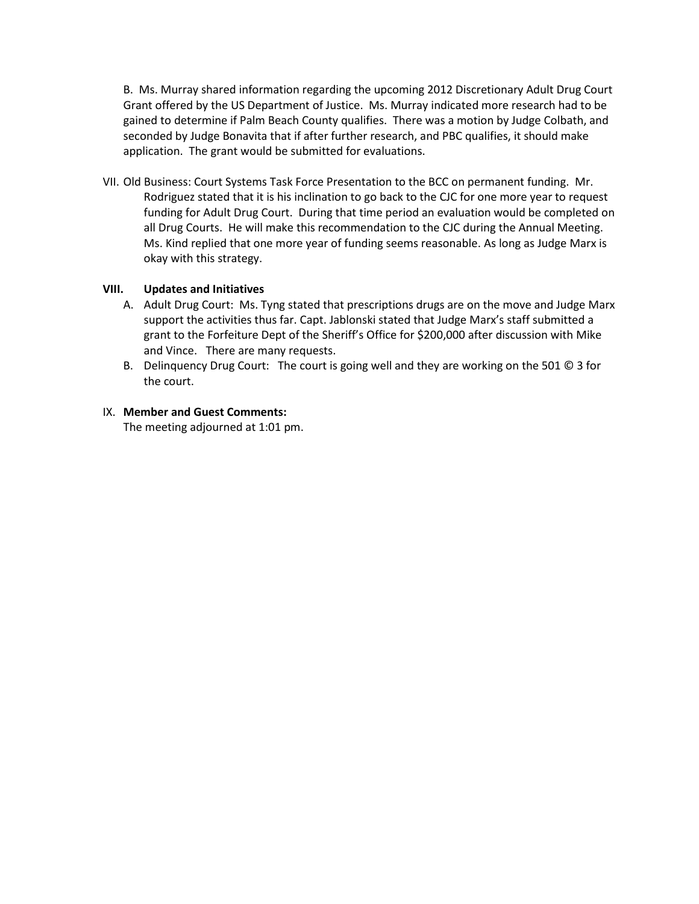B. Ms. Murray shared information regarding the upcoming 2012 Discretionary Adult Drug Court Grant offered by the US Department of Justice. Ms. Murray indicated more research had to be gained to determine if Palm Beach County qualifies. There was a motion by Judge Colbath, and seconded by Judge Bonavita that if after further research, and PBC qualifies, it should make application. The grant would be submitted for evaluations.

VII. Old Business: Court Systems Task Force Presentation to the BCC on permanent funding. Mr. Rodriguez stated that it is his inclination to go back to the CJC for one more year to request funding for Adult Drug Court. During that time period an evaluation would be completed on all Drug Courts. He will make this recommendation to the CJC during the Annual Meeting. Ms. Kind replied that one more year of funding seems reasonable. As long as Judge Marx is okay with this strategy.

**VIII. Updates and Initiatives**

A. Adult Drug Court: Ms. Tyng stated that prescriptions drugs are on the move and Judge Marx support the activities thus far. Capt. Jablonski stated that Judge Marx's staff submitted a grant to the Forfeiture Dept of the Sheriff's Office for $200,000 after discussion with Mike and Vince. There are many requests.

B. Delinquency Drug Court: The court is going well and they are working on the 501 © 3 for the court.

IX. **Member and Guest Comments:**

The meeting adjourned at 1:01 pm.